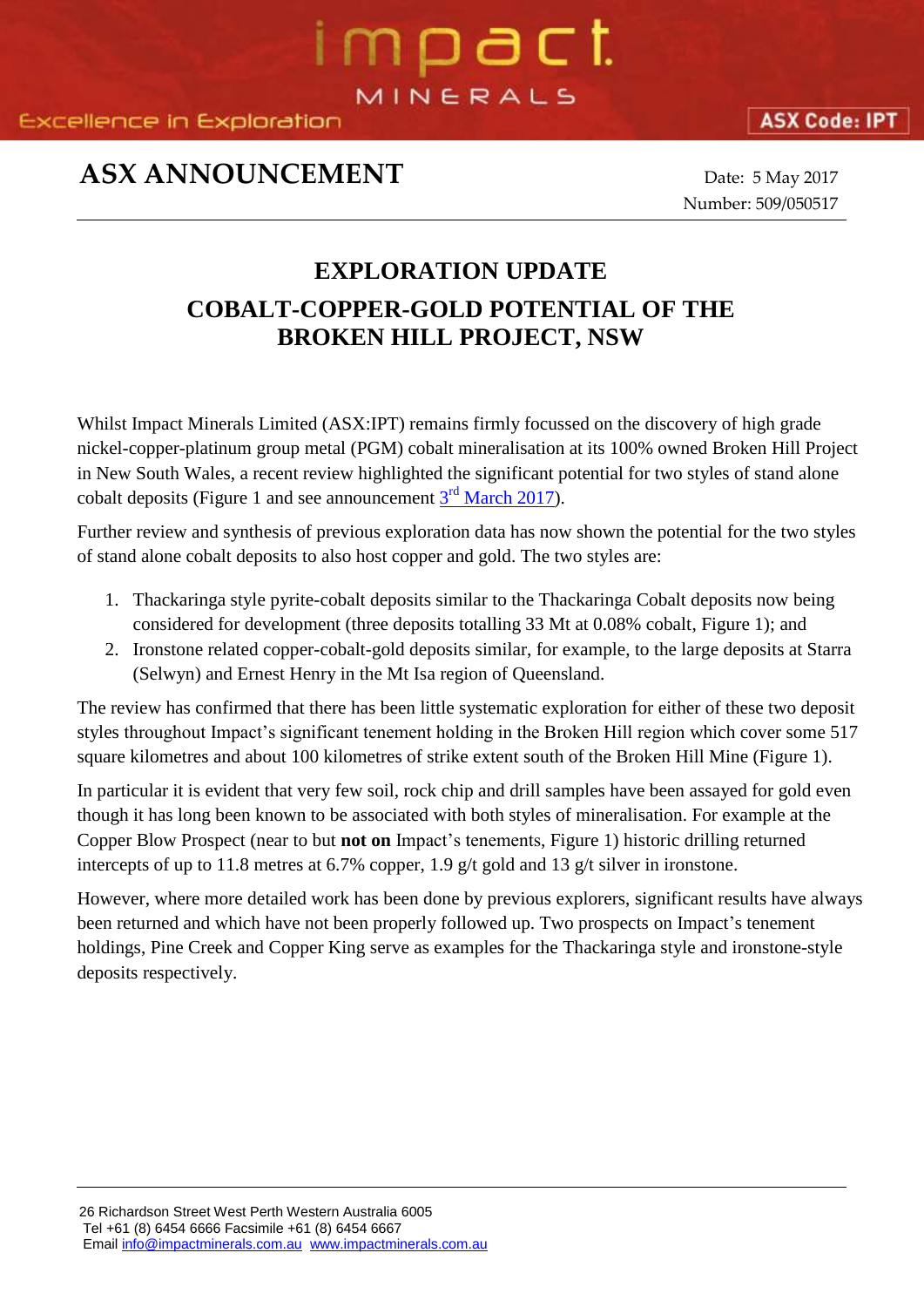# ASX ANNOUNCEMENT

Date: 5 May 2017
Number: 509/050517

## EXPLORATION UPDATE

## COBALT-COPPER-GOLD POTENTIAL OF THE BROKEN HILL PROJECT, NSW

Whilst Impact Minerals Limited (ASX:IPT) remains firmly focussed on the discovery of high grade nickel-copper-platinum group metal (PGM) cobalt mineralisation at its 100% owned Broken Hill Project in New South Wales, a recent review highlighted the significant potential for two styles of stand alone cobalt deposits (Figure 1 and see announcement 3rd March 2017).

Further review and synthesis of previous exploration data has now shown the potential for the two styles of stand alone cobalt deposits to also host copper and gold. The two styles are:

1. Thackaringa style pyrite-cobalt deposits similar to the Thackaringa Cobalt deposits now being considered for development (three deposits totalling 33 Mt at 0.08% cobalt, Figure 1); and
2. Ironstone related copper-cobalt-gold deposits similar, for example, to the large deposits at Starra (Selwyn) and Ernest Henry in the Mt Isa region of Queensland.

The review has confirmed that there has been little systematic exploration for either of these two deposit styles throughout Impact's significant tenement holding in the Broken Hill region which cover some 517 square kilometres and about 100 kilometres of strike extent south of the Broken Hill Mine (Figure 1).

In particular it is evident that very few soil, rock chip and drill samples have been assayed for gold even though it has long been known to be associated with both styles of mineralisation. For example at the Copper Blow Prospect (near to but **not on** Impact's tenements, Figure 1) historic drilling returned intercepts of up to 11.8 metres at 6.7% copper, 1.9 g/t gold and 13 g/t silver in ironstone.

However, where more detailed work has been done by previous explorers, significant results have always been returned and which have not been properly followed up. Two prospects on Impact's tenement holdings, Pine Creek and Copper King serve as examples for the Thackaringa style and ironstone-style deposits respectively.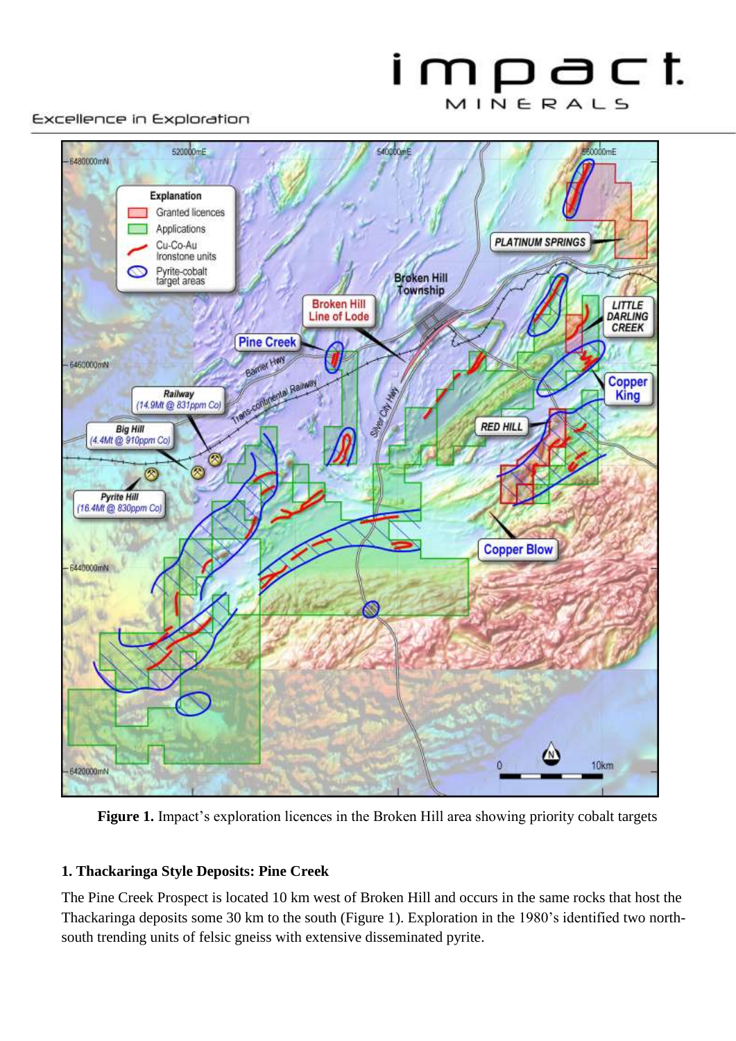**Figure 1.** Impact's exploration licences in the Broken Hill area showing priority cobalt targets

**1. Thackaringa Style Deposits: Pine Creek**

The Pine Creek Prospect is located 10 km west of Broken Hill and occurs in the same rocks that host the Thackaringa deposits some 30 km to the south (Figure 1). Exploration in the 1980's identified two north-south trending units of felsic gneiss with extensive disseminated pyrite.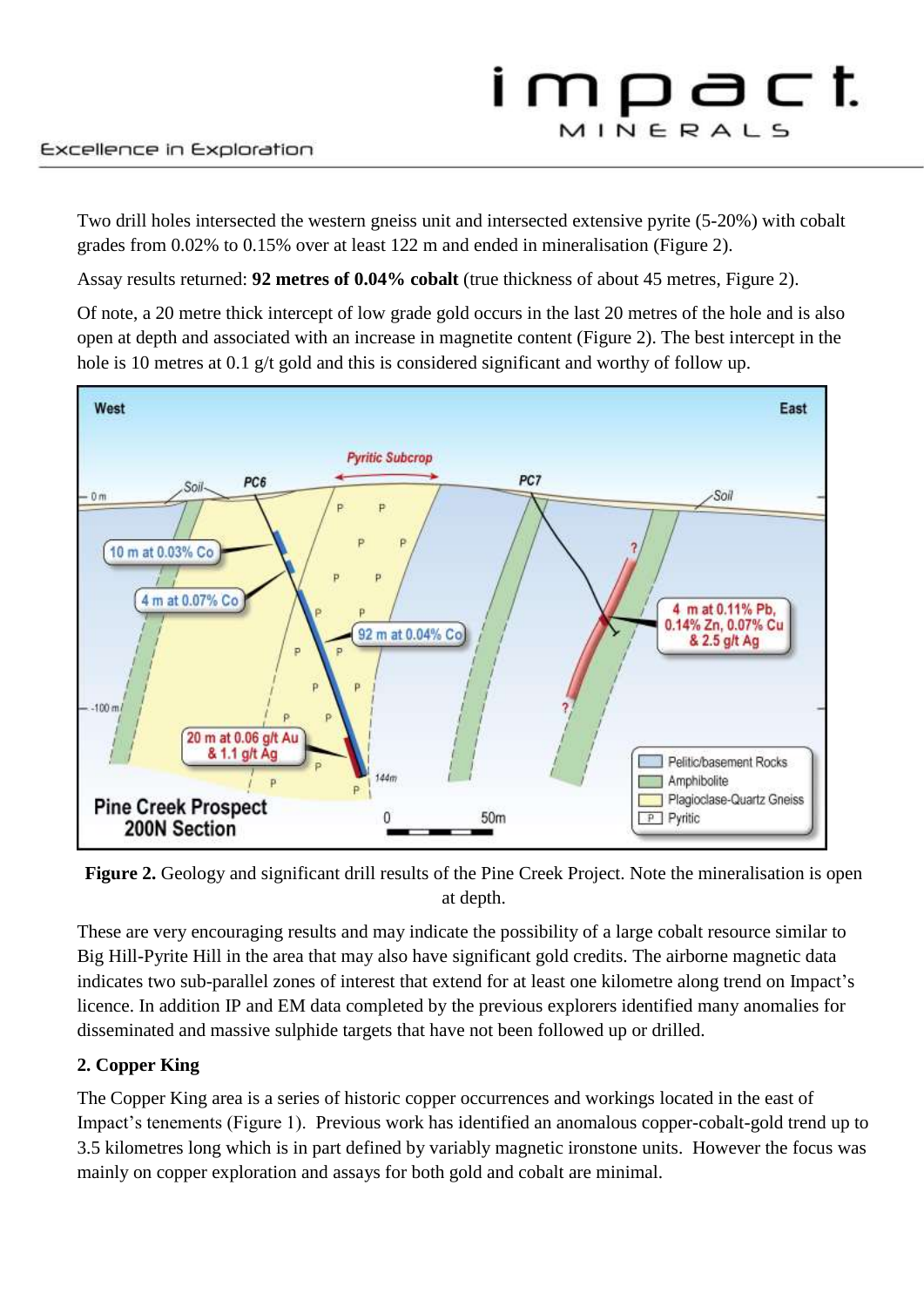Two drill holes intersected the western gneiss unit and intersected extensive pyrite (5-20%) with cobalt grades from 0.02% to 0.15% over at least 122 m and ended in mineralisation (Figure 2).

Assay results returned: **92 metres of 0.04% cobalt** (true thickness of about 45 metres, Figure 2).

Of note, a 20 metre thick intercept of low grade gold occurs in the last 20 metres of the hole and is also open at depth and associated with an increase in magnetite content (Figure 2). The best intercept in the hole is 10 metres at 0.1 g/t gold and this is considered significant and worthy of follow up.

**Figure 2.** Geology and significant drill results of the Pine Creek Project. Note the mineralisation is open at depth.

These are very encouraging results and may indicate the possibility of a large cobalt resource similar to Big Hill-Pyrite Hill in the area that may also have significant gold credits. The airborne magnetic data indicates two sub-parallel zones of interest that extend for at least one kilometre along trend on Impact's licence. In addition IP and EM data completed by the previous explorers identified many anomalies for disseminated and massive sulphide targets that have not been followed up or drilled.

**2. Copper King**

The Copper King area is a series of historic copper occurrences and workings located in the east of Impact's tenements (Figure 1). Previous work has identified an anomalous copper-cobalt-gold trend up to 3.5 kilometres long which is in part defined by variably magnetic ironstone units. However the focus was mainly on copper exploration and assays for both gold and cobalt are minimal.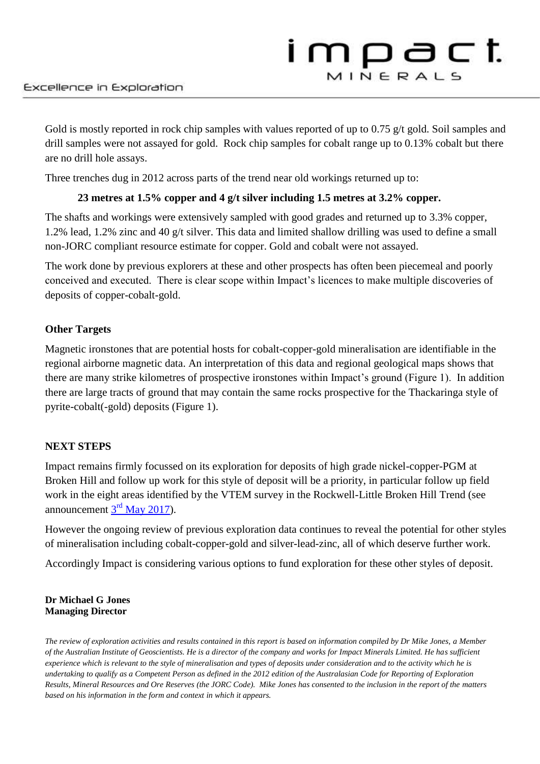Gold is mostly reported in rock chip samples with values reported of up to 0.75 g/t gold. Soil samples and drill samples were not assayed for gold. Rock chip samples for cobalt range up to 0.13% cobalt but there are no drill hole assays.

Three trenches dug in 2012 across parts of the trend near old workings returned up to:

> **23 metres at 1.5% copper and 4 g/t silver including 1.5 metres at 3.2% copper.**

The shafts and workings were extensively sampled with good grades and returned up to 3.3% copper, 1.2% lead, 1.2% zinc and 40 g/t silver. This data and limited shallow drilling was used to define a small non-JORC compliant resource estimate for copper. Gold and cobalt were not assayed.

The work done by previous explorers at these and other prospects has often been piecemeal and poorly conceived and executed. There is clear scope within Impact's licences to make multiple discoveries of deposits of copper-cobalt-gold.

## Other Targets

Magnetic ironstones that are potential hosts for cobalt-copper-gold mineralisation are identifiable in the regional airborne magnetic data. An interpretation of this data and regional geological maps shows that there are many strike kilometres of prospective ironstones within Impact's ground (Figure 1). In addition there are large tracts of ground that may contain the same rocks prospective for the Thackaringa style of pyrite-cobalt(-gold) deposits (Figure 1).

## NEXT STEPS

Impact remains firmly focussed on its exploration for deposits of high grade nickel-copper-PGM at Broken Hill and follow up work for this style of deposit will be a priority, in particular follow up field work in the eight areas identified by the VTEM survey in the Rockwell-Little Broken Hill Trend (see announcement 3rd May 2017).

However the ongoing review of previous exploration data continues to reveal the potential for other styles of mineralisation including cobalt-copper-gold and silver-lead-zinc, all of which deserve further work.

Accordingly Impact is considering various options to fund exploration for these other styles of deposit.

**Dr Michael G Jones**
**Managing Director**

*The review of exploration activities and results contained in this report is based on information compiled by Dr Mike Jones, a Member of the Australian Institute of Geoscientists. He is a director of the company and works for Impact Minerals Limited. He has sufficient experience which is relevant to the style of mineralisation and types of deposits under consideration and to the activity which he is undertaking to qualify as a Competent Person as defined in the 2012 edition of the Australasian Code for Reporting of Exploration Results, Mineral Resources and Ore Reserves (the JORC Code). Mike Jones has consented to the inclusion in the report of the matters based on his information in the form and context in which it appears.*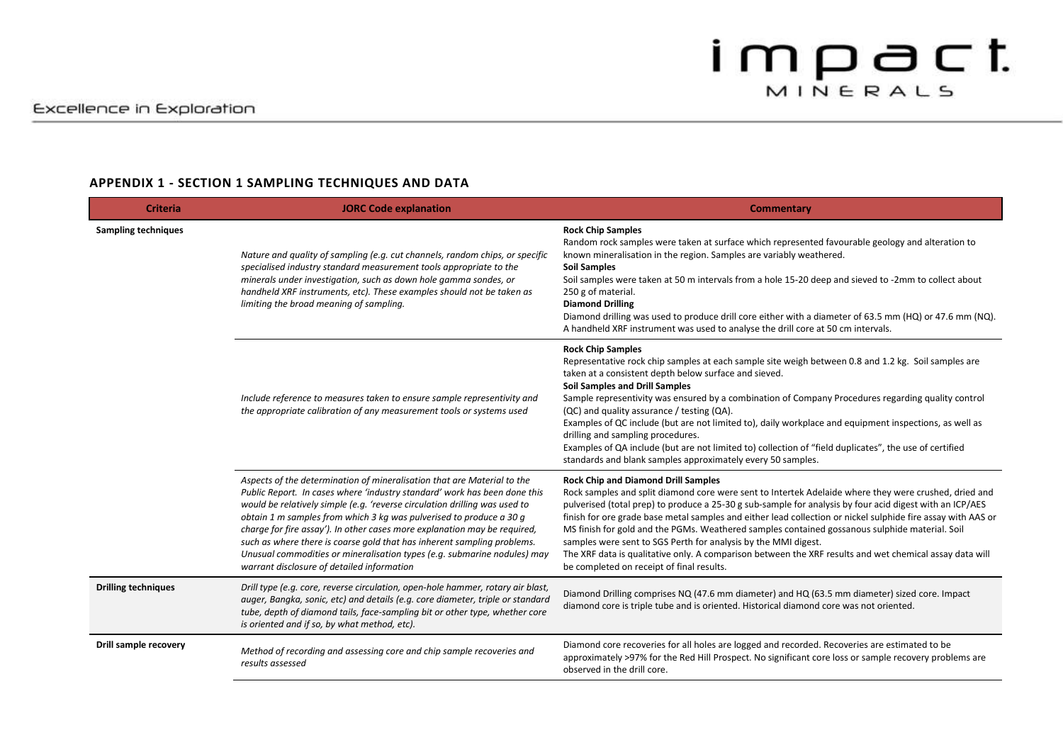## APPENDIX 1 - SECTION 1 SAMPLING TECHNIQUES AND DATA

| Criteria | JORC Code explanation | Commentary |
|---|---|---|
| **Sampling techniques** | *Nature and quality of sampling (e.g. cut channels, random chips, or specific specialised industry standard measurement tools appropriate to the minerals under investigation, such as down hole gamma sondes, or handheld XRF instruments, etc). These examples should not be taken as limiting the broad meaning of sampling.* | **Rock Chip Samples**<br>Random rock samples were taken at surface which represented favourable geology and alteration to known mineralisation in the region. Samples are variably weathered.<br>**Soil Samples**<br>Soil samples were taken at 50 m intervals from a hole 15-20 deep and sieved to -2mm to collect about 250 g of material.<br>**Diamond Drilling**<br>Diamond drilling was used to produce drill core either with a diameter of 63.5 mm (HQ) or 47.6 mm (NQ). A handheld XRF instrument was used to analyse the drill core at 50 cm intervals. |
| | *Include reference to measures taken to ensure sample representivity and the appropriate calibration of any measurement tools or systems used* | **Rock Chip Samples**<br>Representative rock chip samples at each sample site weigh between 0.8 and 1.2 kg. Soil samples are taken at a consistent depth below surface and sieved.<br>**Soil Samples and Drill Samples**<br>Sample representivity was ensured by a combination of Company Procedures regarding quality control (QC) and quality assurance / testing (QA).<br>Examples of QC include (but are not limited to), daily workplace and equipment inspections, as well as drilling and sampling procedures.<br>Examples of QA include (but are not limited to) collection of "field duplicates", the use of certified standards and blank samples approximately every 50 samples. |
| | *Aspects of the determination of mineralisation that are Material to the Public Report. In cases where 'industry standard' work has been done this would be relatively simple (e.g. 'reverse circulation drilling was used to obtain 1 m samples from which 3 kg was pulverised to produce a 30 g charge for fire assay'). In other cases more explanation may be required, such as where there is coarse gold that has inherent sampling problems. Unusual commodities or mineralisation types (e.g. submarine nodules) may warrant disclosure of detailed information* | **Rock Chip and Diamond Drill Samples**<br>Rock samples and split diamond core were sent to Intertek Adelaide where they were crushed, dried and pulverised (total prep) to produce a 25-30 g sub-sample for analysis by four acid digest with an ICP/AES finish for ore grade base metal samples and either lead collection or nickel sulphide fire assay with AAS or MS finish for gold and the PGMs. Weathered samples contained gossanous sulphide material. Soil samples were sent to SGS Perth for analysis by the MMI digest.<br>The XRF data is qualitative only. A comparison between the XRF results and wet chemical assay data will be completed on receipt of final results. |
| **Drilling techniques** | *Drill type (e.g. core, reverse circulation, open-hole hammer, rotary air blast, auger, Bangka, sonic, etc) and details (e.g. core diameter, triple or standard tube, depth of diamond tails, face-sampling bit or other type, whether core is oriented and if so, by what method, etc).* | Diamond Drilling comprises NQ (47.6 mm diameter) and HQ (63.5 mm diameter) sized core. Impact diamond core is triple tube and is oriented. Historical diamond core was not oriented. |
| **Drill sample recovery** | *Method of recording and assessing core and chip sample recoveries and results assessed* | Diamond core recoveries for all holes are logged and recorded. Recoveries are estimated to be approximately >97% for the Red Hill Prospect. No significant core loss or sample recovery problems are observed in the drill core. |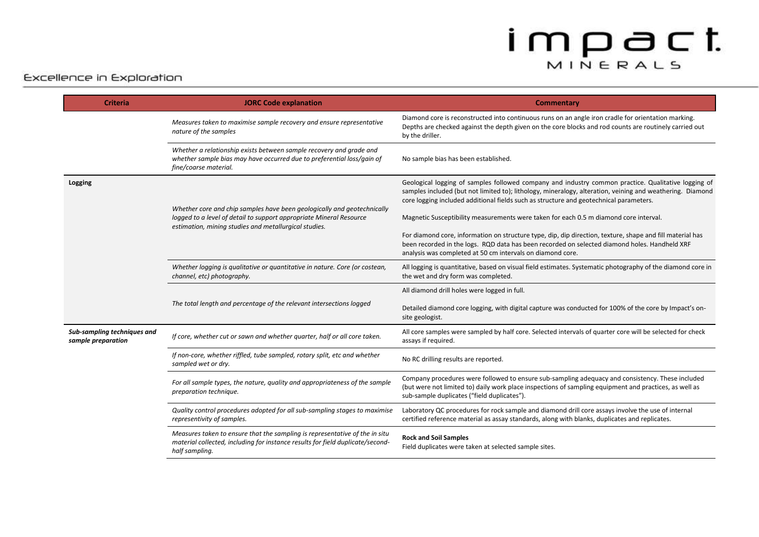| Criteria | JORC Code explanation | Commentary |
|---|---|---|
| | *Measures taken to maximise sample recovery and ensure representative nature of the samples* | Diamond core is reconstructed into continuous runs on an angle iron cradle for orientation marking. Depths are checked against the depth given on the core blocks and rod counts are routinely carried out by the driller. |
| | *Whether a relationship exists between sample recovery and grade and whether sample bias may have occurred due to preferential loss/gain of fine/coarse material.* | No sample bias has been established. |
| **Logging** | *Whether core and chip samples have been geologically and geotechnically logged to a level of detail to support appropriate Mineral Resource estimation, mining studies and metallurgical studies.* | Geological logging of samples followed company and industry common practice. Qualitative logging of samples included (but not limited to); lithology, mineralogy, alteration, veining and weathering. Diamond core logging included additional fields such as structure and geotechnical parameters.<br><br>Magnetic Susceptibility measurements were taken for each 0.5 m diamond core interval.<br><br>For diamond core, information on structure type, dip, dip direction, texture, shape and fill material has been recorded in the logs. RQD data has been recorded on selected diamond holes. Handheld XRF analysis was completed at 50 cm intervals on diamond core. |
| | *Whether logging is qualitative or quantitative in nature. Core (or costean, channel, etc) photography.* | All logging is quantitative, based on visual field estimates. Systematic photography of the diamond core in the wet and dry form was completed. |
| | *The total length and percentage of the relevant intersections logged* | All diamond drill holes were logged in full.<br><br>Detailed diamond core logging, with digital capture was conducted for 100% of the core by Impact's on-site geologist. |
| ***Sub-sampling techniques and sample preparation*** | *If core, whether cut or sawn and whether quarter, half or all core taken.* | All core samples were sampled by half core. Selected intervals of quarter core will be selected for check assays if required. |
| | *If non-core, whether riffled, tube sampled, rotary split, etc and whether sampled wet or dry.* | No RC drilling results are reported. |
| | *For all sample types, the nature, quality and appropriateness of the sample preparation technique.* | Company procedures were followed to ensure sub-sampling adequacy and consistency. These included (but were not limited to) daily work place inspections of sampling equipment and practices, as well as sub-sample duplicates ("field duplicates"). |
| | *Quality control procedures adopted for all sub-sampling stages to maximise representivity of samples.* | Laboratory QC procedures for rock sample and diamond drill core assays involve the use of internal certified reference material as assay standards, along with blanks, duplicates and replicates. |
| | *Measures taken to ensure that the sampling is representative of the in situ material collected, including for instance results for field duplicate/second-half sampling.* | **Rock and Soil Samples**<br>Field duplicates were taken at selected sample sites. |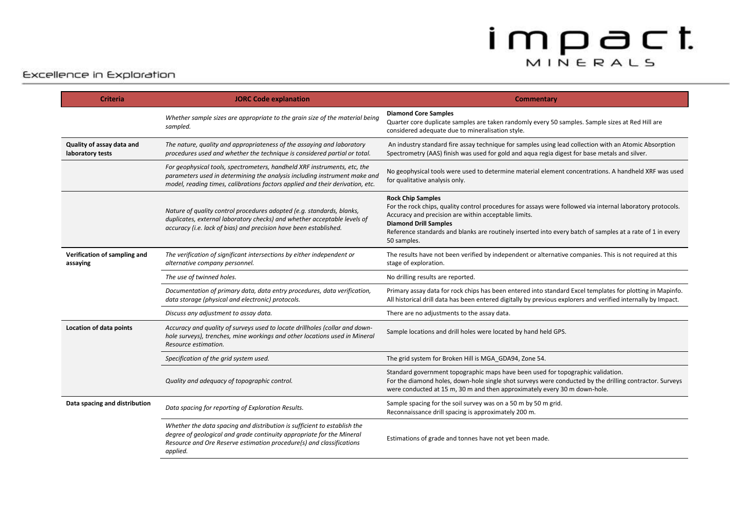| Criteria | JORC Code explanation | Commentary |
|---|---|---|
| | *Whether sample sizes are appropriate to the grain size of the material being sampled.* | **Diamond Core Samples**<br>Quarter core duplicate samples are taken randomly every 50 samples. Sample sizes at Red Hill are considered adequate due to mineralisation style. |
| **Quality of assay data and laboratory tests** | *The nature, quality and appropriateness of the assaying and laboratory procedures used and whether the technique is considered partial or total.* | An industry standard fire assay technique for samples using lead collection with an Atomic Absorption Spectrometry (AAS) finish was used for gold and aqua regia digest for base metals and silver. |
| | *For geophysical tools, spectrometers, handheld XRF instruments, etc, the parameters used in determining the analysis including instrument make and model, reading times, calibrations factors applied and their derivation, etc.* | No geophysical tools were used to determine material element concentrations. A handheld XRF was used for qualitative analysis only. |
| | *Nature of quality control procedures adopted (e.g. standards, blanks, duplicates, external laboratory checks) and whether acceptable levels of accuracy (i.e. lack of bias) and precision have been established.* | **Rock Chip Samples**<br>For the rock chips, quality control procedures for assays were followed via internal laboratory protocols. Accuracy and precision are within acceptable limits.<br>**Diamond Drill Samples**<br>Reference standards and blanks are routinely inserted into every batch of samples at a rate of 1 in every 50 samples. |
| **Verification of sampling and assaying** | *The verification of significant intersections by either independent or alternative company personnel.* | The results have not been verified by independent or alternative companies. This is not required at this stage of exploration. |
| | *The use of twinned holes.* | No drilling results are reported. |
| | *Documentation of primary data, data entry procedures, data verification, data storage (physical and electronic) protocols.* | Primary assay data for rock chips has been entered into standard Excel templates for plotting in Mapinfo. All historical drill data has been entered digitally by previous explorers and verified internally by Impact. |
| | *Discuss any adjustment to assay data.* | There are no adjustments to the assay data. |
| **Location of data points** | *Accuracy and quality of surveys used to locate drillholes (collar and down-hole surveys), trenches, mine workings and other locations used in Mineral Resource estimation.* | Sample locations and drill holes were located by hand held GPS. |
| | *Specification of the grid system used.* | The grid system for Broken Hill is MGA_GDA94, Zone 54. |
| | *Quality and adequacy of topographic control.* | Standard government topographic maps have been used for topographic validation.<br>For the diamond holes, down-hole single shot surveys were conducted by the drilling contractor. Surveys were conducted at 15 m, 30 m and then approximately every 30 m down-hole. |
| **Data spacing and distribution** | *Data spacing for reporting of Exploration Results.* | Sample spacing for the soil survey was on a 50 m by 50 m grid.<br>Reconnaissance drill spacing is approximately 200 m. |
| | *Whether the data spacing and distribution is sufficient to establish the degree of geological and grade continuity appropriate for the Mineral Resource and Ore Reserve estimation procedure(s) and classifications applied.* | Estimations of grade and tonnes have not yet been made. |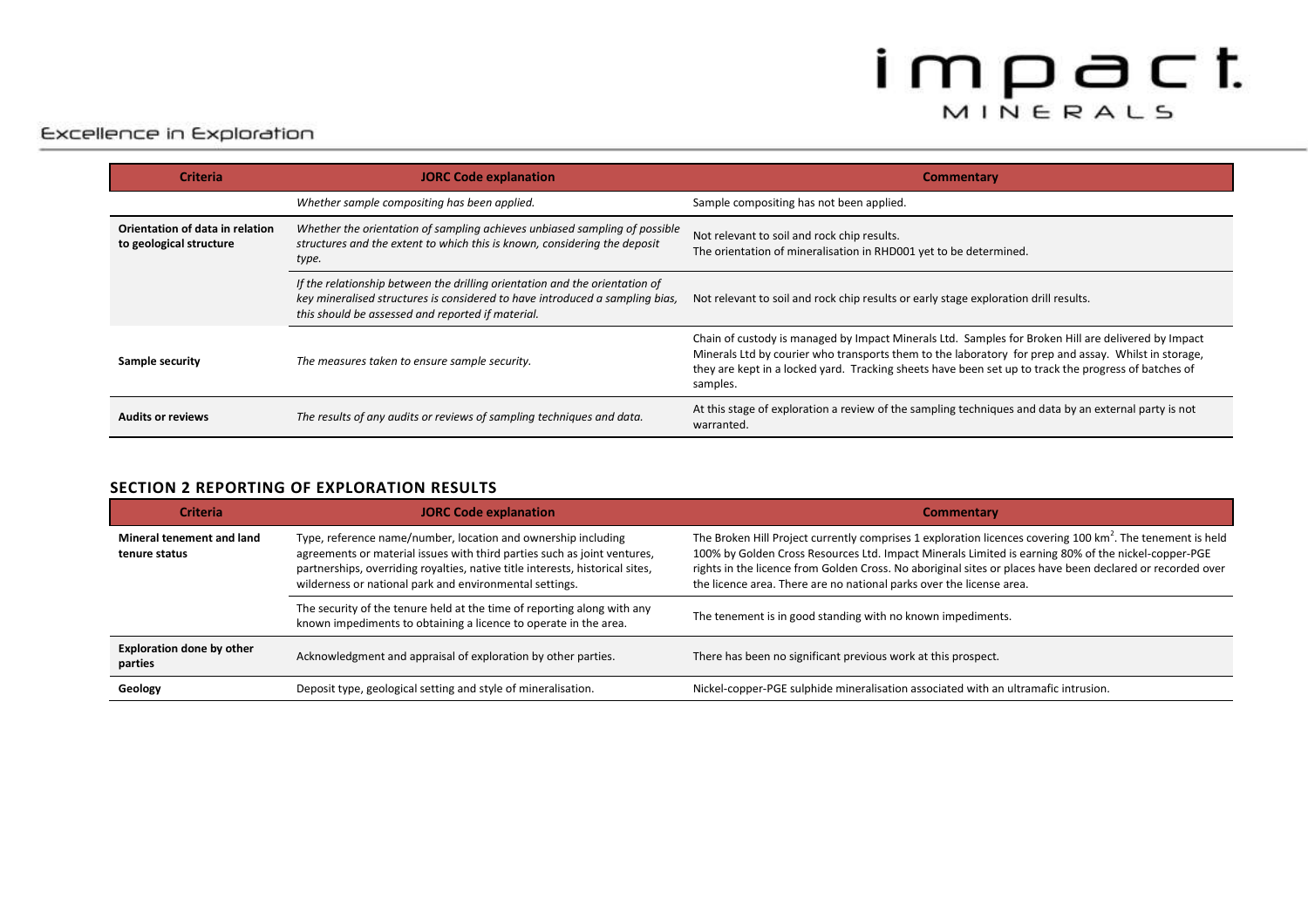| Criteria | JORC Code explanation | Commentary |
|---|---|---|
| | *Whether sample compositing has been applied.* | Sample compositing has not been applied. |
| **Orientation of data in relation to geological structure** | *Whether the orientation of sampling achieves unbiased sampling of possible structures and the extent to which this is known, considering the deposit type.* | Not relevant to soil and rock chip results.<br>The orientation of mineralisation in RHD001 yet to be determined. |
| | *If the relationship between the drilling orientation and the orientation of key mineralised structures is considered to have introduced a sampling bias, this should be assessed and reported if material.* | Not relevant to soil and rock chip results or early stage exploration drill results. |
| **Sample security** | *The measures taken to ensure sample security.* | Chain of custody is managed by Impact Minerals Ltd. Samples for Broken Hill are delivered by Impact Minerals Ltd by courier who transports them to the laboratory for prep and assay. Whilst in storage, they are kept in a locked yard. Tracking sheets have been set up to track the progress of batches of samples. |
| **Audits or reviews** | *The results of any audits or reviews of sampling techniques and data.* | At this stage of exploration a review of the sampling techniques and data by an external party is not warranted. |

## SECTION 2 REPORTING OF EXPLORATION RESULTS

| Criteria | JORC Code explanation | Commentary |
|---|---|---|
| **Mineral tenement and land tenure status** | Type, reference name/number, location and ownership including agreements or material issues with third parties such as joint ventures, partnerships, overriding royalties, native title interests, historical sites, wilderness or national park and environmental settings. | The Broken Hill Project currently comprises 1 exploration licences covering 100 $km^2$. The tenement is held 100% by Golden Cross Resources Ltd. Impact Minerals Limited is earning 80% of the nickel-copper-PGE rights in the licence from Golden Cross. No aboriginal sites or places have been declared or recorded over the licence area. There are no national parks over the license area. |
| | The security of the tenure held at the time of reporting along with any known impediments to obtaining a licence to operate in the area. | The tenement is in good standing with no known impediments. |
| **Exploration done by other parties** | Acknowledgment and appraisal of exploration by other parties. | There has been no significant previous work at this prospect. |
| **Geology** | Deposit type, geological setting and style of mineralisation. | Nickel-copper-PGE sulphide mineralisation associated with an ultramafic intrusion. |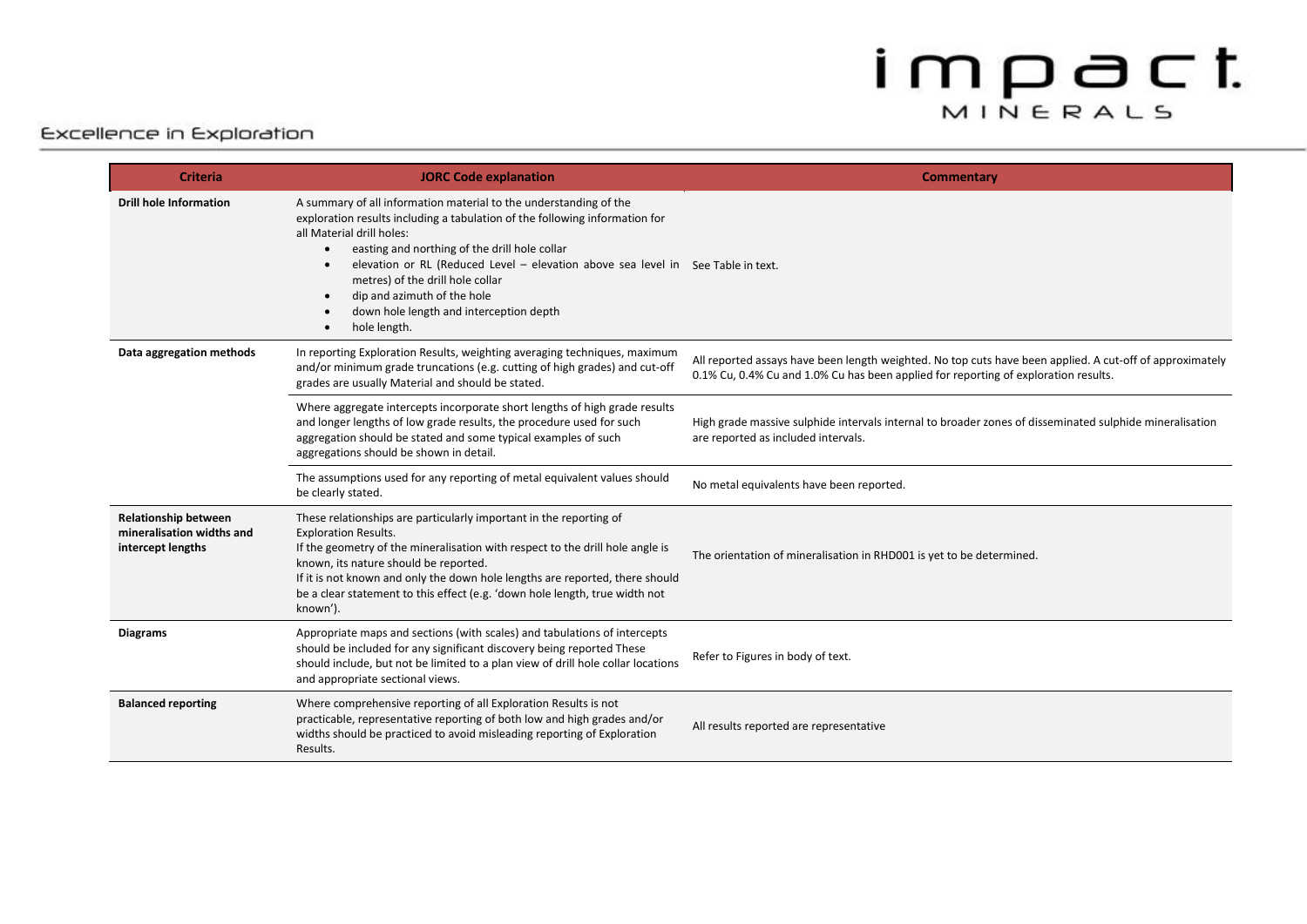| Criteria | JORC Code explanation | Commentary |
|---|---|---|
| **Drill hole Information** | A summary of all information material to the understanding of the exploration results including a tabulation of the following information for all Material drill holes: <br>• easting and northing of the drill hole collar <br>• elevation or RL (Reduced Level – elevation above sea level in metres) of the drill hole collar <br>• dip and azimuth of the hole <br>• down hole length and interception depth <br>• hole length. | See Table in text. |
| **Data aggregation methods** | In reporting Exploration Results, weighting averaging techniques, maximum and/or minimum grade truncations (e.g. cutting of high grades) and cut-off grades are usually Material and should be stated. | All reported assays have been length weighted. No top cuts have been applied. A cut-off of approximately 0.1% Cu, 0.4% Cu and 1.0% Cu has been applied for reporting of exploration results. |
| | Where aggregate intercepts incorporate short lengths of high grade results and longer lengths of low grade results, the procedure used for such aggregation should be stated and some typical examples of such aggregations should be shown in detail. | High grade massive sulphide intervals internal to broader zones of disseminated sulphide mineralisation are reported as included intervals. |
| | The assumptions used for any reporting of metal equivalent values should be clearly stated. | No metal equivalents have been reported. |
| **Relationship between mineralisation widths and intercept lengths** | These relationships are particularly important in the reporting of Exploration Results. <br>If the geometry of the mineralisation with respect to the drill hole angle is known, its nature should be reported. <br>If it is not known and only the down hole lengths are reported, there should be a clear statement to this effect (e.g. 'down hole length, true width not known'). | The orientation of mineralisation in RHD001 is yet to be determined. |
| **Diagrams** | Appropriate maps and sections (with scales) and tabulations of intercepts should be included for any significant discovery being reported These should include, but not be limited to a plan view of drill hole collar locations and appropriate sectional views. | Refer to Figures in body of text. |
| **Balanced reporting** | Where comprehensive reporting of all Exploration Results is not practicable, representative reporting of both low and high grades and/or widths should be practiced to avoid misleading reporting of Exploration Results. | All results reported are representative |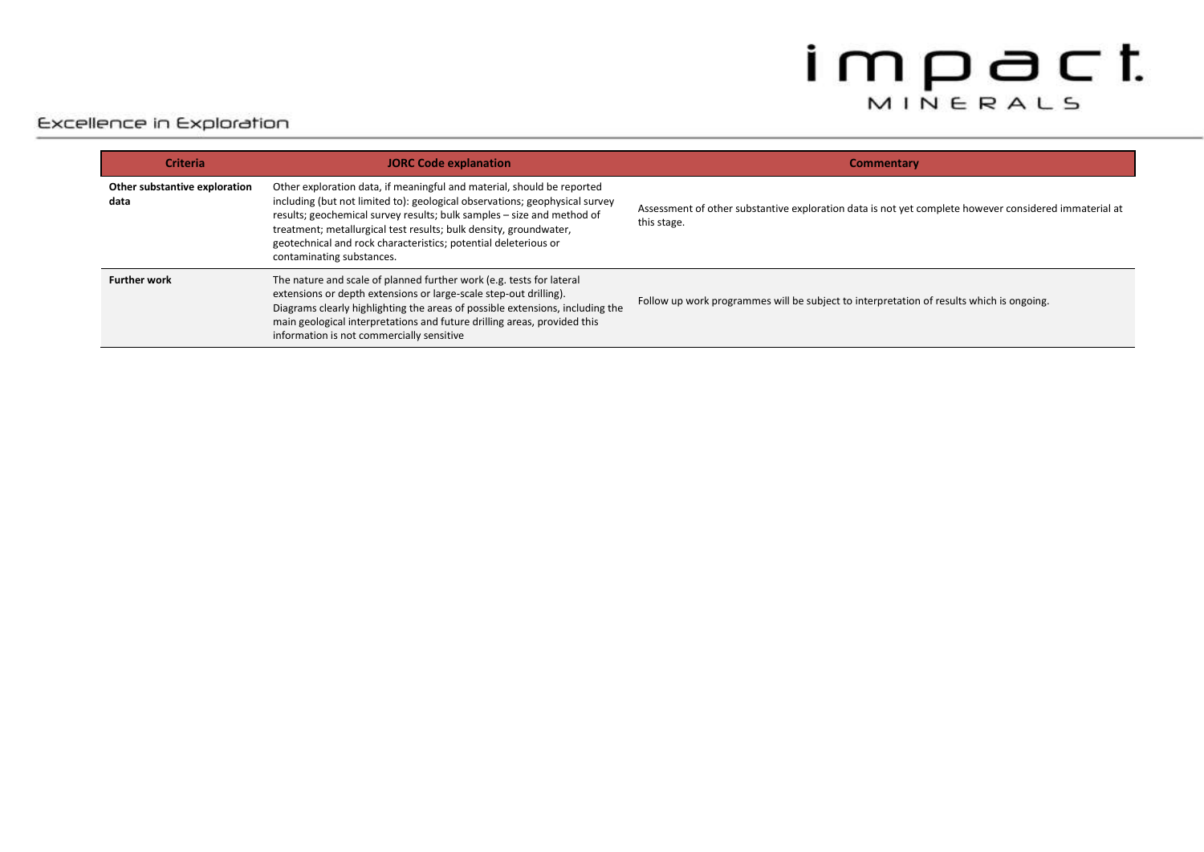| Criteria | JORC Code explanation | Commentary |
|---|---|---|
| **Other substantive exploration data** | Other exploration data, if meaningful and material, should be reported including (but not limited to): geological observations; geophysical survey results; geochemical survey results; bulk samples – size and method of treatment; metallurgical test results; bulk density, groundwater, geotechnical and rock characteristics; potential deleterious or contaminating substances. | Assessment of other substantive exploration data is not yet complete however considered immaterial at this stage. |
| **Further work** | The nature and scale of planned further work (e.g. tests for lateral extensions or depth extensions or large-scale step-out drilling). Diagrams clearly highlighting the areas of possible extensions, including the main geological interpretations and future drilling areas, provided this information is not commercially sensitive | Follow up work programmes will be subject to interpretation of results which is ongoing. |